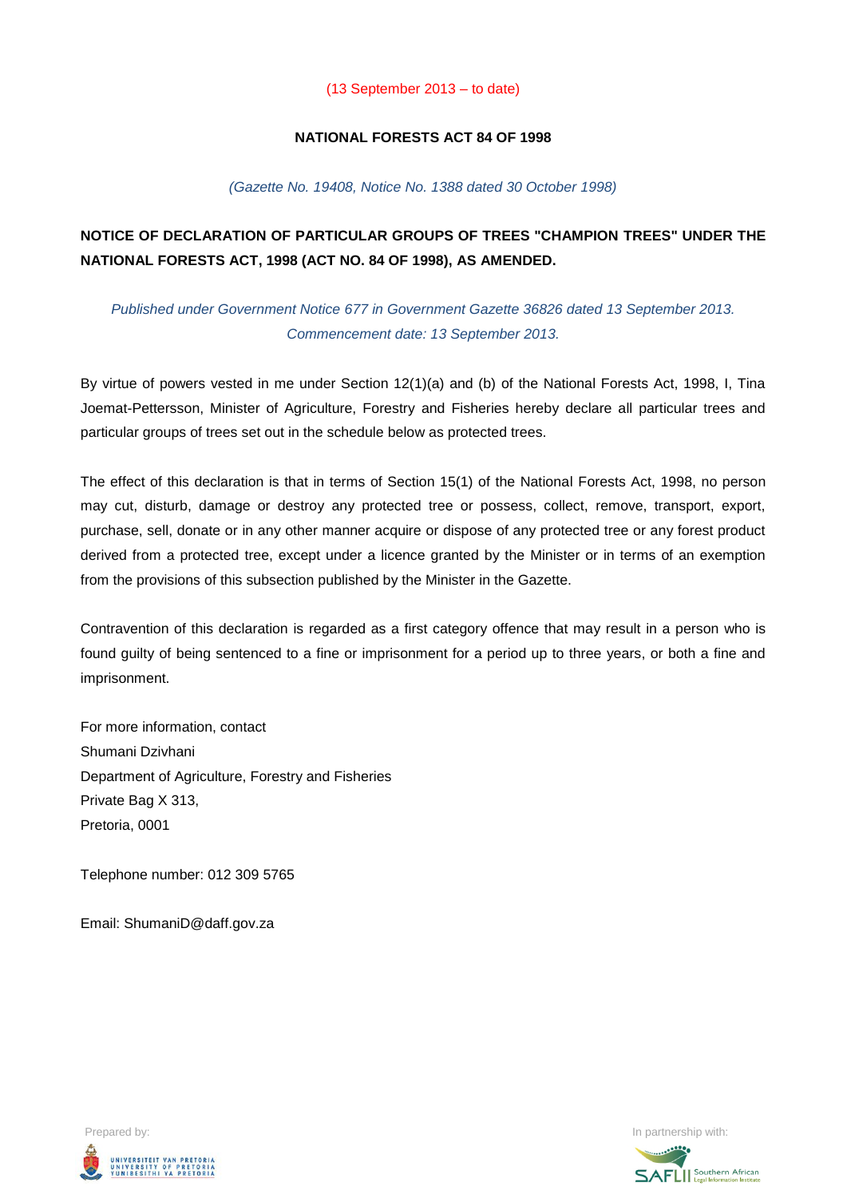(13 September 2013 – to date)

**NATIONAL FORESTS ACT 84 OF 1998**

*(Gazette No. 19408, Notice No. 1388 dated 30 October 1998)*

## NOTICE OF DECLARATION OF PARTICULAR GROUPS OF TREES "CHAMPION TREES" UNDER THE NATIONAL FORESTS ACT, 1998 (ACT NO. 84 OF 1998), AS AMENDED.

*Published under Government Notice 677 in Government Gazette 36826 dated 13 September 2013. Commencement date: 13 September 2013.*

By virtue of powers vested in me under Section 12(1)(a) and (b) of the National Forests Act, 1998, I, Tina Joemat-Pettersson, Minister of Agriculture, Forestry and Fisheries hereby declare all particular trees and particular groups of trees set out in the schedule below as protected trees.

The effect of this declaration is that in terms of Section 15(1) of the National Forests Act, 1998, no person may cut, disturb, damage or destroy any protected tree or possess, collect, remove, transport, export, purchase, sell, donate or in any other manner acquire or dispose of any protected tree or any forest product derived from a protected tree, except under a licence granted by the Minister or in terms of an exemption from the provisions of this subsection published by the Minister in the Gazette.

Contravention of this declaration is regarded as a first category offence that may result in a person who is found guilty of being sentenced to a fine or imprisonment for a period up to three years, or both a fine and imprisonment.

For more information, contact
Shumani Dzivhani
Department of Agriculture, Forestry and Fisheries
Private Bag X 313,
Pretoria, 0001

Telephone number: 012 309 5765

Email: ShumaniD@daff.gov.za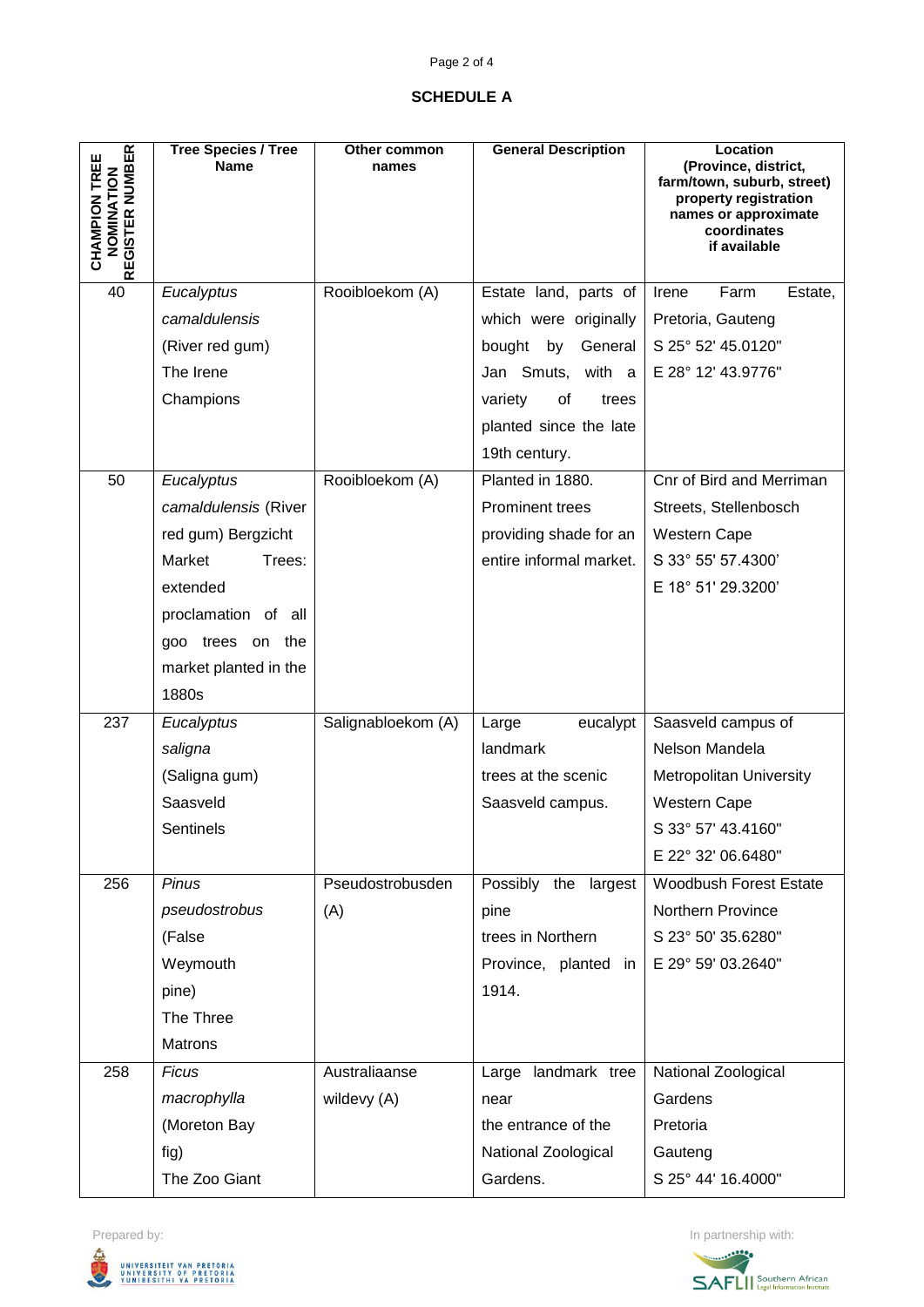## SCHEDULE A

| CHAMPION TREE NOMINATION REGISTER NUMBER | Tree Species / Tree Name | Other common names | General Description | Location (Province, district, farm/town, suburb, street) property registration names or approximate coordinates if available |
|---|---|---|---|---|
| 40 | *Eucalyptus camaldulensis* (River red gum) The Irene Champions | Rooibloekom (A) | Estate land, parts of which were originally bought by General Jan Smuts, with a variety of trees planted since the late 19th century. | Irene Farm Estate, Pretoria, Gauteng S 25° 52' 45.0120" E 28° 12' 43.9776" |
| 50 | *Eucalyptus camaldulensis* (River red gum) Bergzicht Market Trees: extended proclamation of all goo trees on the market planted in the 1880s | Rooibloekom (A) | Planted in 1880. Prominent trees providing shade for an entire informal market. | Cnr of Bird and Merriman Streets, Stellenbosch Western Cape S 33° 55' 57.4300' E 18° 51' 29.3200' |
| 237 | *Eucalyptus saligna* (Saligna gum) Saasveld Sentinels | Salignabloekom (A) | Large eucalypt landmark trees at the scenic Saasveld campus. | Saasveld campus of Nelson Mandela Metropolitan University Western Cape S 33° 57' 43.4160" E 22° 32' 06.6480" |
| 256 | *Pinus pseudostrobus* (False Weymouth pine) The Three Matrons | Pseudostrobusden (A) | Possibly the largest pine trees in Northern Province, planted in 1914. | Woodbush Forest Estate Northern Province S 23° 50' 35.6280" E 29° 59' 03.2640" |
| 258 | *Ficus macrophylla* (Moreton Bay fig) The Zoo Giant | Australiaanse wildevy (A) | Large landmark tree near the entrance of the National Zoological Gardens. | National Zoological Gardens Pretoria Gauteng S 25° 44' 16.4000" |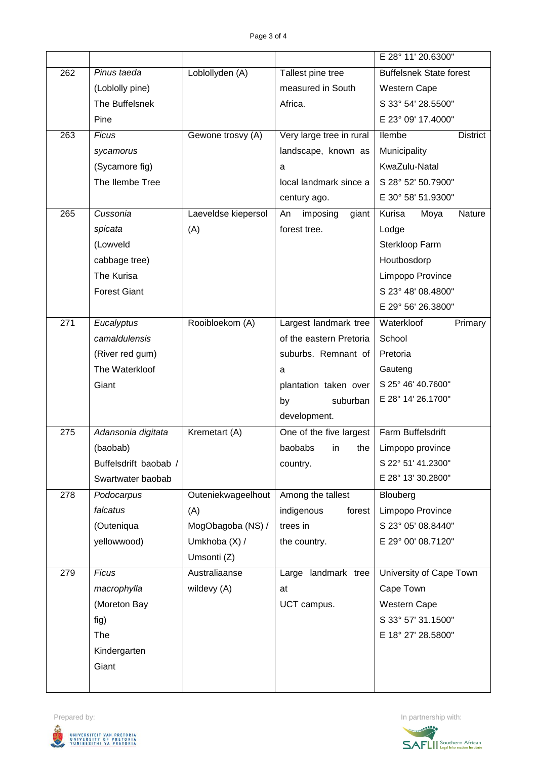|  |  |  |  | E 28° 11' 20.6300" |
|---|---|---|---|---|
| 262 | *Pinus taeda* (Loblolly pine) The Buffelsnek Pine | Loblollyden (A) | Tallest pine tree measured in South Africa. | Buffelsnek State forest Western Cape S 33° 54' 28.5500" E 23° 09' 17.4000" |
| 263 | *Ficus sycamorus* (Sycamore fig) The Ilembe Tree | Gewone trosvy (A) | Very large tree in rural landscape, known as a local landmark since a century ago. | Ilembe District Municipality KwaZulu-Natal S 28° 52' 50.7900" E 30° 58' 51.9300" |
| 265 | *Cussonia spicata* (Lowveld cabbage tree) The Kurisa Forest Giant | Laeveldse kiepersol (A) | An imposing giant forest tree. | Kurisa Moya Nature Lodge Sterkloop Farm Houtbosdorp Limpopo Province S 23° 48' 08.4800" E 29° 56' 26.3800" |
| 271 | *Eucalyptus camaldulensis* (River red gum) The Waterkloof Giant | Rooibloekom (A) | Largest landmark tree of the eastern Pretoria suburbs. Remnant of a plantation taken over by suburban development. | Waterkloof Primary School Pretoria Gauteng S 25° 46' 40.7600" E 28° 14' 26.1700" |
| 275 | *Adansonia digitata* (baobab) Buffelsdrift baobab / Swartwater baobab | Kremetart (A) | One of the five largest baobabs in the country. | Farm Buffelsdrift Limpopo province S 22° 51' 41.2300" E 28° 13' 30.2800" |
| 278 | *Podocarpus falcatus* (Outeniqua yellowwood) | Outeniekwageelhout (A) MogObagoba (NS) / Umkhoba (X) / Umsonti (Z) | Among the tallest indigenous forest trees in the country. | Blouberg Limpopo Province S 23° 05' 08.8440" E 29° 00' 08.7120" |
| 279 | *Ficus macrophylla* (Moreton Bay fig) The Kindergarten Giant | Australiaanse wildevy (A) | Large landmark tree at UCT campus. | University of Cape Town Cape Town Western Cape S 33° 57' 31.1500" E 18° 27' 28.5800" |

Prepared by: UNIVERSITEIT VAN PRETORIA UNIVERSITY OF PRETORIA YUNIBESITHI YA PRETORIA

In partnership with: SAFLII Southern African Legal Information Institute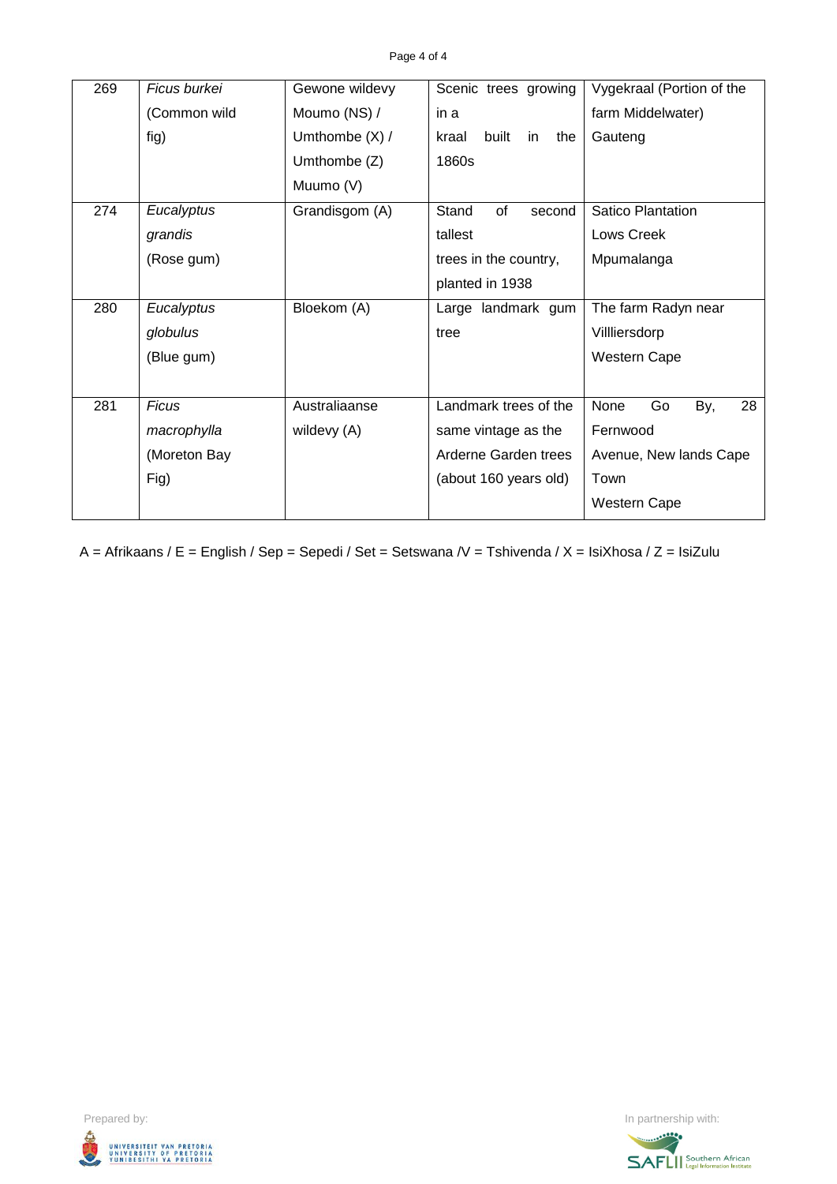| | | | | |
|---|---|---|---|---|
| 269 | *Ficus burkei* (Common wild fig) | Gewone wildevy Moumo (NS) / Umthombe (X) / Umthombe (Z) Muumo (V) | Scenic trees growing in a kraal built in the 1860s | Vygekraal (Portion of the farm Middelwater) Gauteng |
| 274 | *Eucalyptus grandis* (Rose gum) | Grandisgom (A) | Stand of second tallest trees in the country, planted in 1938 | Satico Plantation Lows Creek Mpumalanga |
| 280 | *Eucalyptus globulus* (Blue gum) | Bloekom (A) | Large landmark gum tree | The farm Radyn near Villliersdorp Western Cape |
| 281 | *Ficus macrophylla* (Moreton Bay Fig) | Australiaanse wildevy (A) | Landmark trees of the same vintage as the Arderne Garden trees (about 160 years old) | None Go By, 28 Fernwood Avenue, New lands Cape Town Western Cape |

A = Afrikaans / E = English / Sep = Sepedi / Set = Setswana /V = Tshivenda / X = IsiXhosa / Z = IsiZulu

Prepared by: UNIVERSITEIT VAN PRETORIA UNIVERSITY OF PRETORIA YUNIBESITHI YA PRETORIA

In partnership with: SAFLII Southern African Legal Information Institute